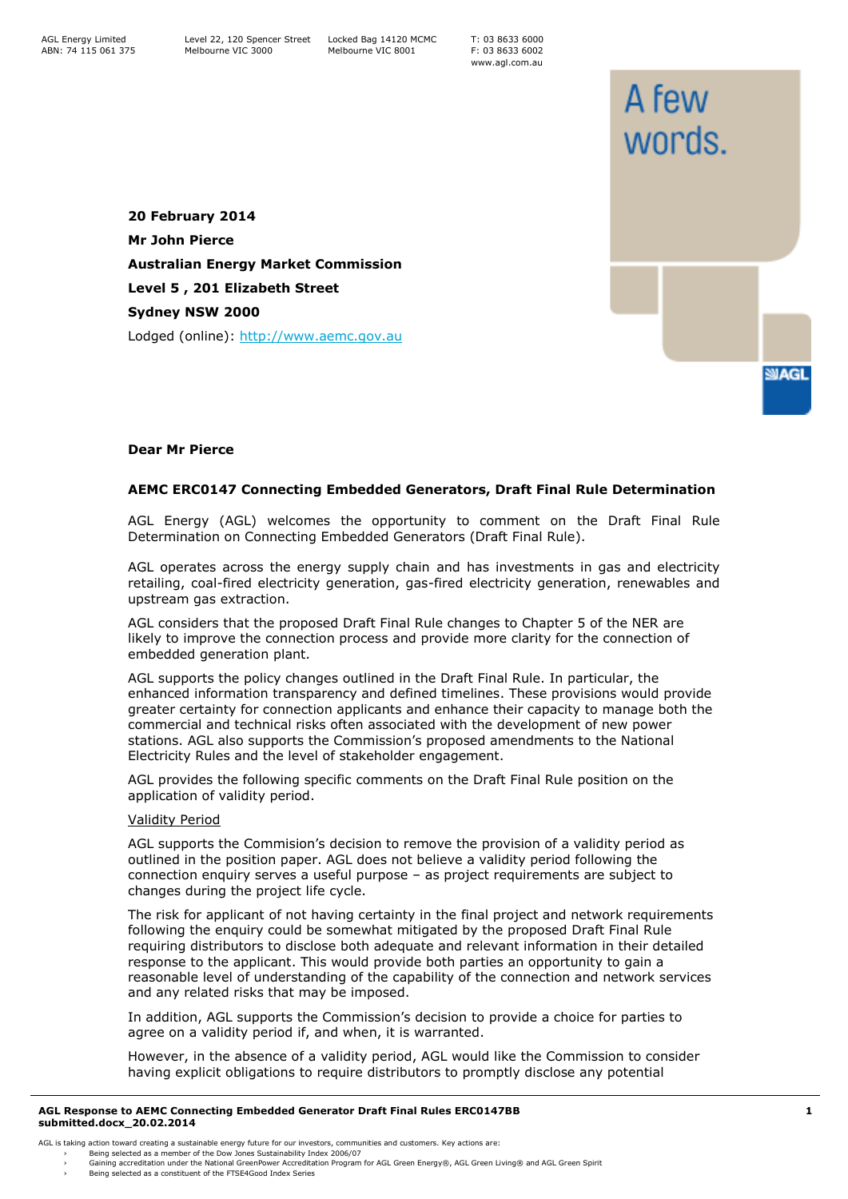AGL Energy Limited
ABN: 74 115 061 375

Level 22, 120 Spencer Street
Melbourne VIC 3000

Locked Bag 14120 MCMC
Melbourne VIC 8001

T: 03 8633 6000
F: 03 8633 6002
www.agl.com.au

**20 February 2014**

**Mr John Pierce**

**Australian Energy Market Commission**

**Level 5 , 201 Elizabeth Street**

**Sydney NSW 2000**

Lodged (online): http://www.aemc.gov.au

**Dear Mr Pierce**

**AEMC ERC0147 Connecting Embedded Generators, Draft Final Rule Determination**

AGL Energy (AGL) welcomes the opportunity to comment on the Draft Final Rule Determination on Connecting Embedded Generators (Draft Final Rule).

AGL operates across the energy supply chain and has investments in gas and electricity retailing, coal-fired electricity generation, gas-fired electricity generation, renewables and upstream gas extraction.

AGL considers that the proposed Draft Final Rule changes to Chapter 5 of the NER are likely to improve the connection process and provide more clarity for the connection of embedded generation plant.

AGL supports the policy changes outlined in the Draft Final Rule. In particular, the enhanced information transparency and defined timelines. These provisions would provide greater certainty for connection applicants and enhance their capacity to manage both the commercial and technical risks often associated with the development of new power stations. AGL also supports the Commission's proposed amendments to the National Electricity Rules and the level of stakeholder engagement.

AGL provides the following specific comments on the Draft Final Rule position on the application of validity period.

<u>Validity Period</u>

AGL supports the Commision's decision to remove the provision of a validity period as outlined in the position paper. AGL does not believe a validity period following the connection enquiry serves a useful purpose – as project requirements are subject to changes during the project life cycle.

The risk for applicant of not having certainty in the final project and network requirements following the enquiry could be somewhat mitigated by the proposed Draft Final Rule requiring distributors to disclose both adequate and relevant information in their detailed response to the applicant. This would provide both parties an opportunity to gain a reasonable level of understanding of the capability of the connection and network services and any related risks that may be imposed.

In addition, AGL supports the Commission's decision to provide a choice for parties to agree on a validity period if, and when, it is warranted.

However, in the absence of a validity period, AGL would like the Commission to consider having explicit obligations to require distributors to promptly disclose any potential

AGL is taking action toward creating a sustainable energy future for our investors, communities and customers. Key actions are:
- Being selected as a member of the Dow Jones Sustainability Index 2006/07
- Gaining accreditation under the National GreenPower Accreditation Program for AGL Green Energy®, AGL Green Living® and AGL Green Spirit
- Being selected as a constituent of the FTSE4Good Index Series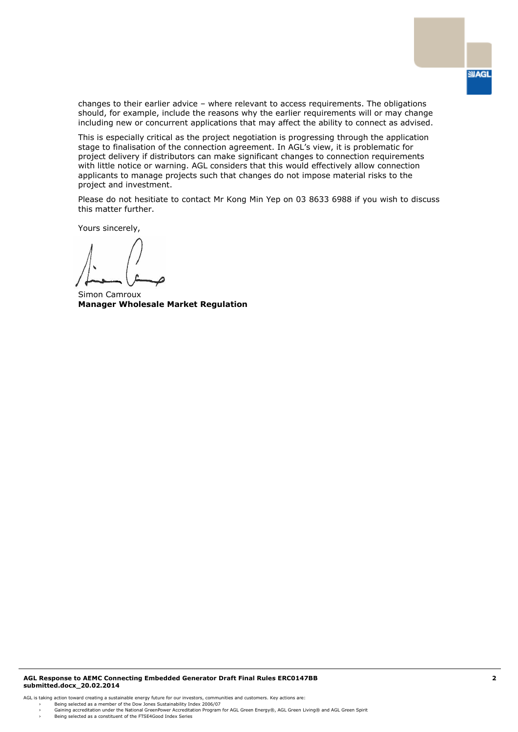changes to their earlier advice – where relevant to access requirements. The obligations should, for example, include the reasons why the earlier requirements will or may change including new or concurrent applications that may affect the ability to connect as advised.

This is especially critical as the project negotiation is progressing through the application stage to finalisation of the connection agreement. In AGL's view, it is problematic for project delivery if distributors can make significant changes to connection requirements with little notice or warning. AGL considers that this would effectively allow connection applicants to manage projects such that changes do not impose material risks to the project and investment.

Please do not hesitate to contact Mr Kong Min Yep on 03 8633 6988 if you wish to discuss this matter further.

Yours sincerely,

Simon Camroux
**Manager Wholesale Market Regulation**